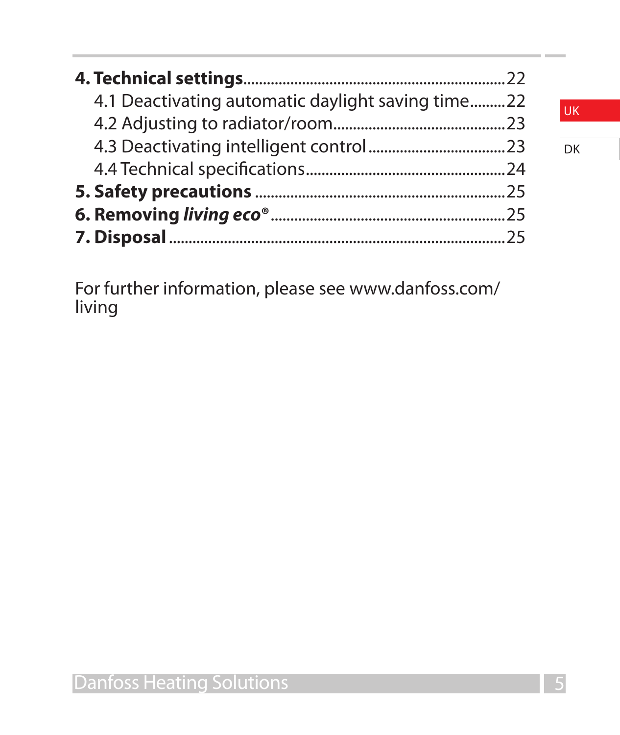**4. Technical settings**......................................................................22

4.1 Deactivating automatic daylight saving time.........22

4.2 Adjusting to radiator/room..........................................23

4.3 Deactivating intelligent control ..................................23

4.4 Technical specifications..................................................24

**5. Safety precautions** ..............................................................25

**6. Removing *living eco*®** ..........................................................25

**7. Disposal** ......................................................................................25

For further information, please see www.danfoss.com/living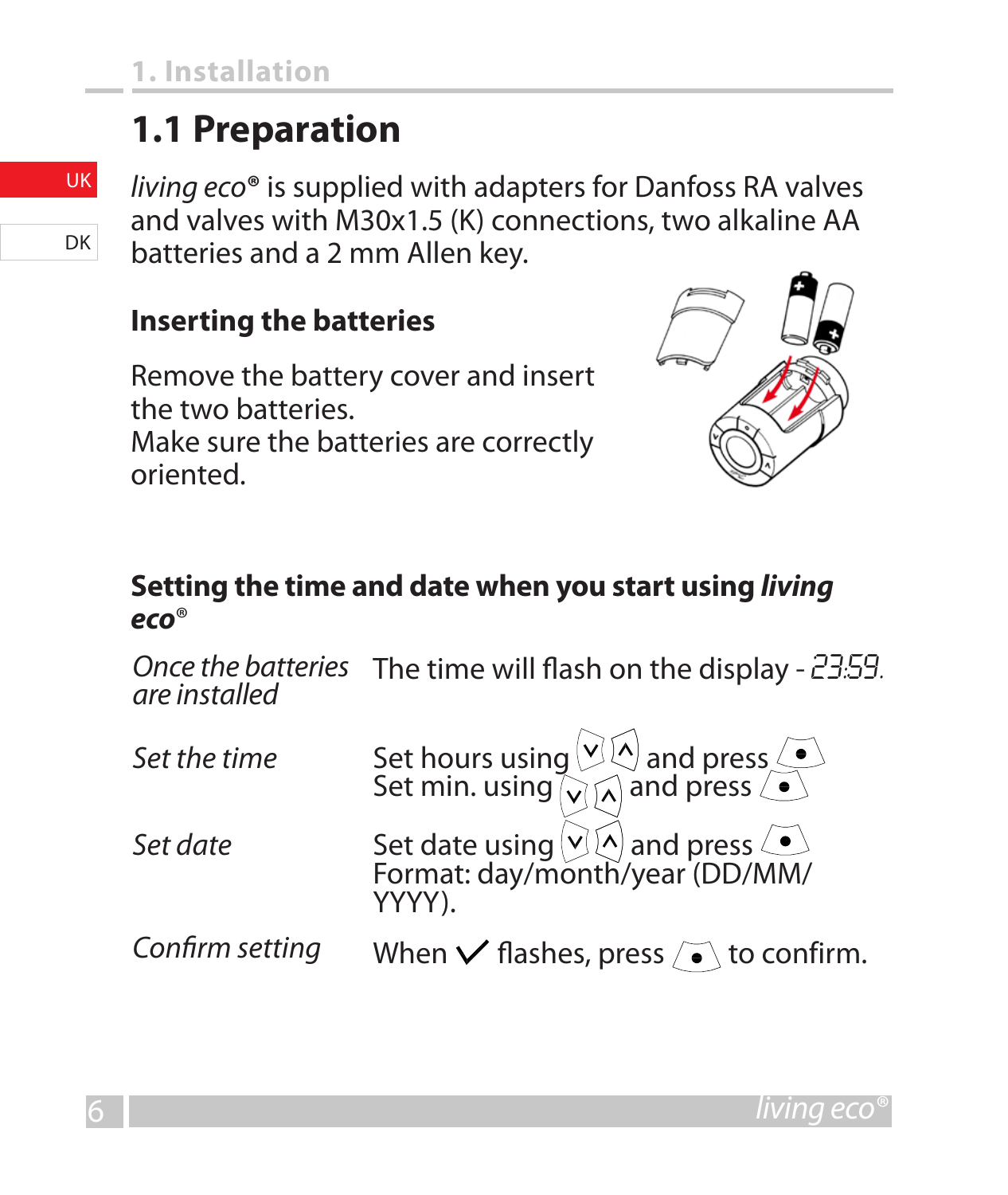# 1. Installation

## 1.1 Preparation

*living eco*® is supplied with adapters for Danfoss RA valves and valves with M30x1.5 (K) connections, two alkaline AA batteries and a 2 mm Allen key.

### Inserting the batteries

Remove the battery cover and insert the two batteries.
Make sure the batteries are correctly oriented.

### Setting the time and date when you start using *living eco*®

| | |
|---|---|
| *Once the batteries are installed* | The time will flash on the display - 23:59. |
| *Set the time* | Set hours using ∨ ∧ and press ●<br>Set min. using ∨ ∧ and press ● |
| *Set date* | Set date using ∨ ∧ and press ●<br>Format: day/month/year (DD/MM/YYYY). |
| *Confirm setting* | When ✓ flashes, press ● to confirm. |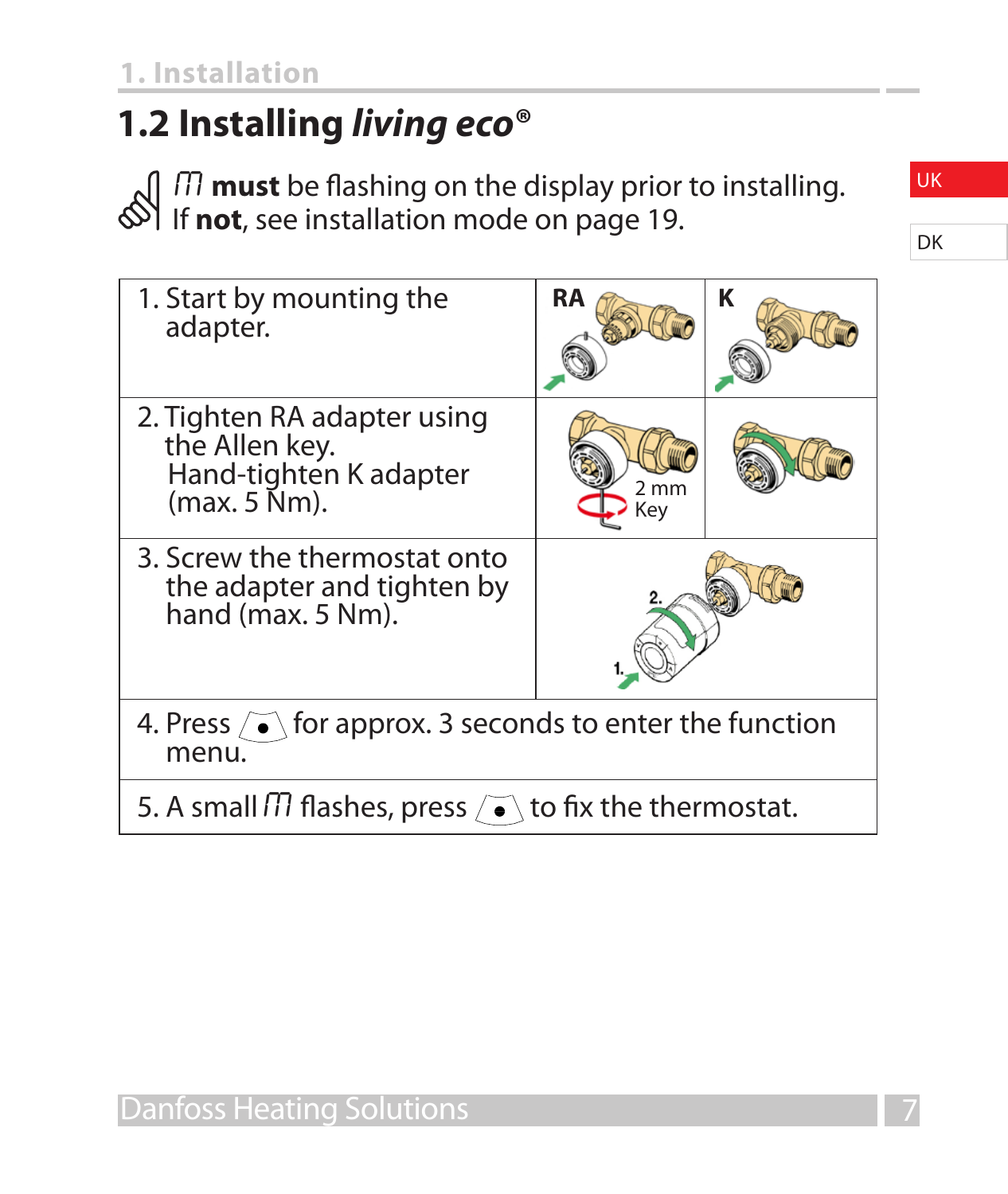## 1.2 Installing *living eco*®

ᗰ **must** be flashing on the display prior to installing.
If **not**, see installation mode on page 19.

| | RA | K |
|---|---|---|
| 1. Start by mounting the adapter. | | |
| 2. Tighten RA adapter using the Allen key. Hand-tighten K adapter (max. 5 Nm). | 2 mm Key | |
| 3. Screw the thermostat onto the adapter and tighten by hand (max. 5 Nm). | 1. 2. | |
| 4. Press ( • ) for approx. 3 seconds to enter the function menu. | | |
| 5. A small ᗰ flashes, press ( • ) to fix the thermostat. | | |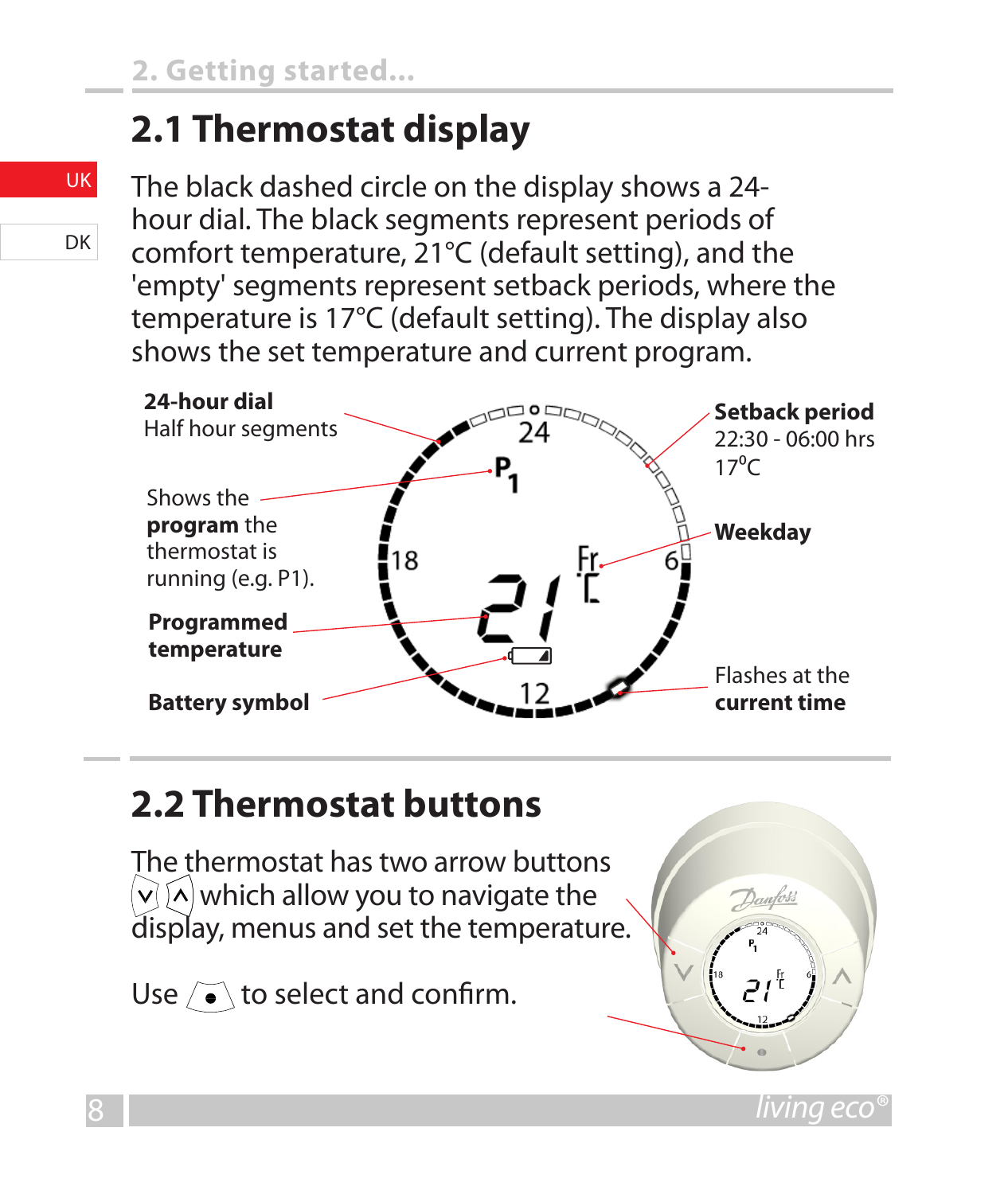## 2.1 Thermostat display

The black dashed circle on the display shows a 24-hour dial. The black segments represent periods of comfort temperature, 21°C (default setting), and the 'empty' segments represent setback periods, where the temperature is 17°C (default setting). The display also shows the set temperature and current program.

**24-hour dial**
Half hour segments

Shows the **program** the thermostat is running (e.g. P1).

**Programmed temperature**

**Battery symbol**

**Setback period**
22:30 - 06:00 hrs
17°C

**Weekday**

Flashes at the **current time**

## 2.2 Thermostat buttons

The thermostat has two arrow buttons ∨ ∧ which allow you to navigate the display, menus and set the temperature.

Use ● to select and confirm.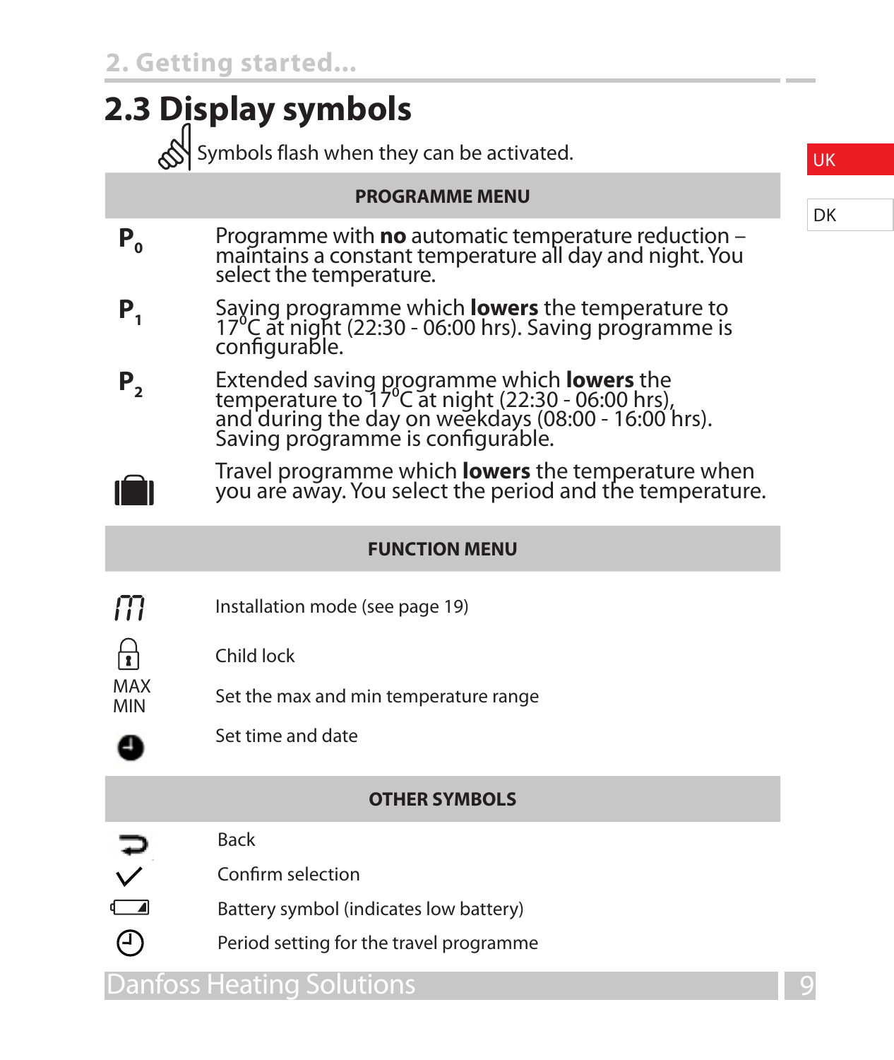## 2.3 Display symbols

Symbols flash when they can be activated.

| PROGRAMME MENU | |
|---|---|
| $P_0$ | Programme with **no** automatic temperature reduction – maintains a constant temperature all day and night. You select the temperature. |
| $P_1$ | Saving programme which **lowers** the temperature to 17°C at night (22:30 - 06:00 hrs). Saving programme is configurable. |
| $P_2$ | Extended saving programme which **lowers** the temperature to 17°C at night (22:30 - 06:00 hrs), and during the day on weekdays (08:00 - 16:00 hrs). Saving programme is configurable. |
| (suitcase symbol) | Travel programme which **lowers** the temperature when you are away. You select the period and the temperature. |

| FUNCTION MENU | |
|---|---|
| (installation symbol) | Installation mode (see page 19) |
| (lock symbol) | Child lock |
| MAX MIN | Set the max and min temperature range |
| (clock symbol) | Set time and date |

| OTHER SYMBOLS | |
|---|---|
| (back arrow) | Back |
| ✓ | Confirm selection |
| (battery symbol) | Battery symbol (indicates low battery) |
| (clock symbol) | Period setting for the travel programme |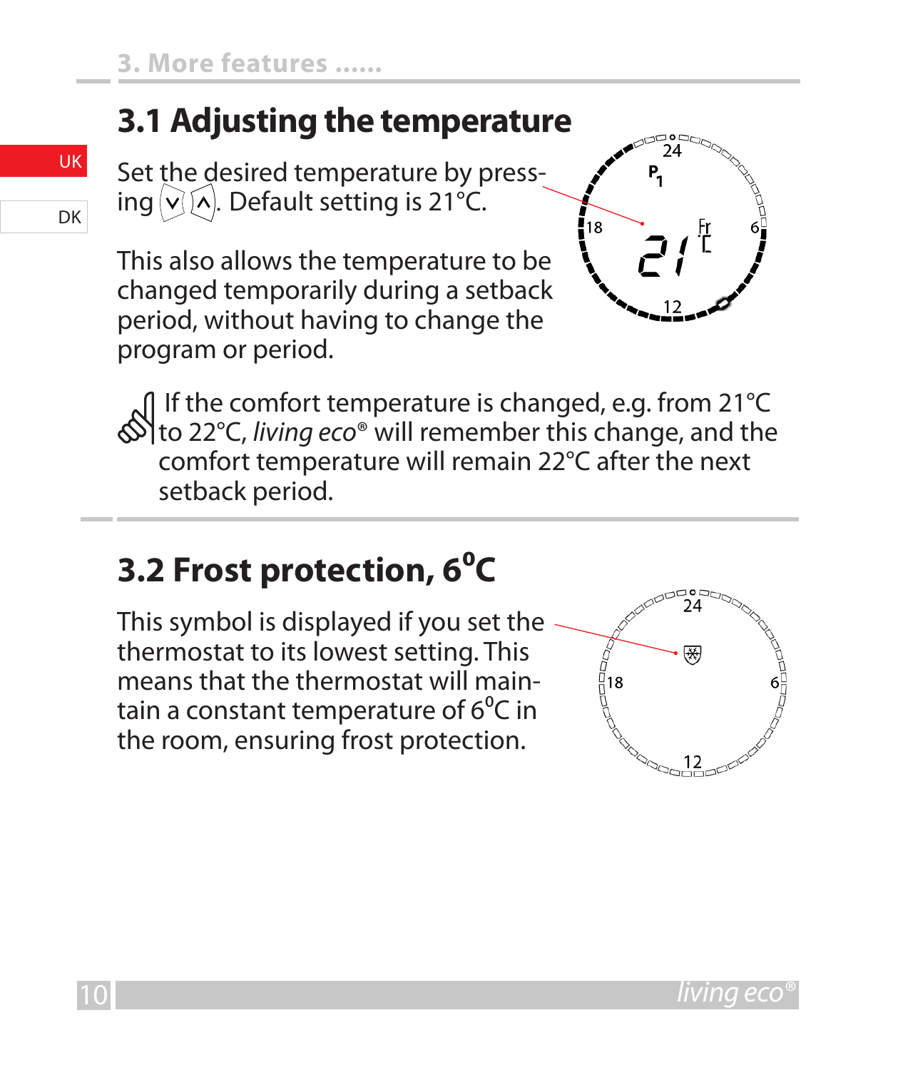## 3.1 Adjusting the temperature

Set the desired temperature by pressing ∨ ∧. Default setting is 21°C.

This also allows the temperature to be changed temporarily during a setback period, without having to change the program or period.

If the comfort temperature is changed, e.g. from 21°C to 22°C, *living eco®* will remember this change, and the comfort temperature will remain 22°C after the next setback period.

## 3.2 Frost protection, 6°C

This symbol is displayed if you set the thermostat to its lowest setting. This means that the thermostat will maintain a constant temperature of 6°C in the room, ensuring frost protection.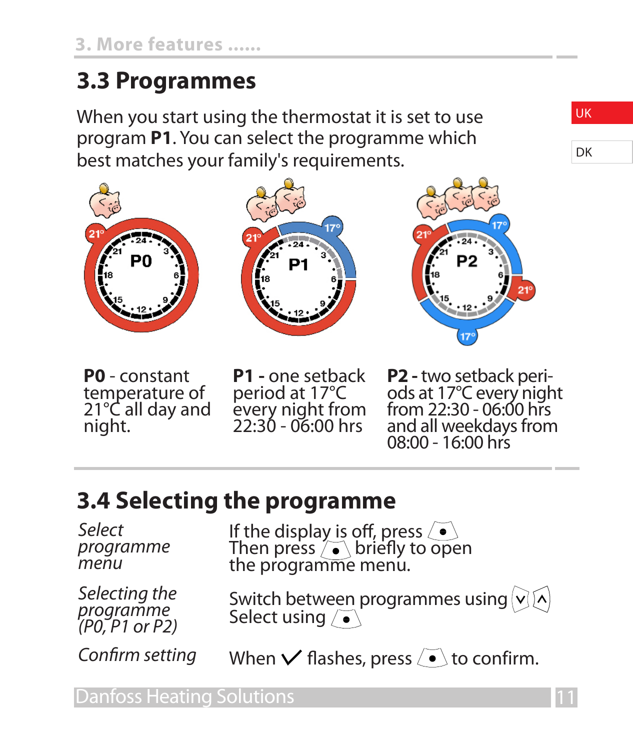## 3.3 Programmes

When you start using the thermostat it is set to use program **P1**. You can select the programme which best matches your family's requirements.

**P0** - constant temperature of 21°C all day and night.

**P1 -** one setback period at 17°C every night from 22:30 - 06:00 hrs

**P2 -** two setback periods at 17°C every night from 22:30 - 06:00 hrs and all weekdays from 08:00 - 16:00 hrs

## 3.4 Selecting the programme

| | |
|---|---|
| *Select programme menu* | If the display is off, press (•). Then press (•) briefly to open the programme menu. |
| *Selecting the programme (P0, P1 or P2)* | Switch between programmes using (v) (^). Select using (•) |
| *Confirm setting* | When ✓ flashes, press (•) to confirm. |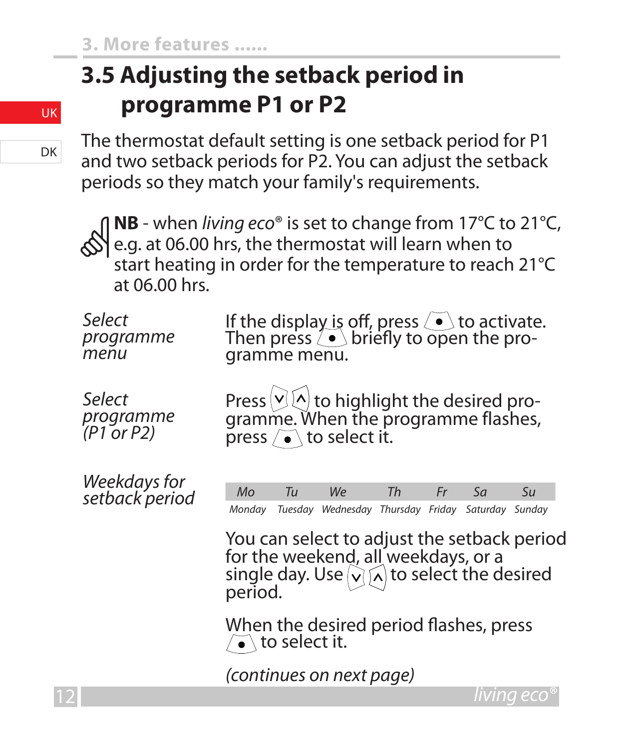## 3.5 Adjusting the setback period in programme P1 or P2

The thermostat default setting is one setback period for P1 and two setback periods for P2. You can adjust the setback periods so they match your family's requirements.

**NB** - when *living eco*® is set to change from 17°C to 21°C, e.g. at 06.00 hrs, the thermostat will learn when to start heating in order for the temperature to reach 21°C at 06.00 hrs.

*Select programme menu*

If the display is off, press ● to activate. Then press ● briefly to open the programme menu.

*Select programme (P1 or P2)*

Press ∨ ∧ to highlight the desired programme. When the programme flashes, press ● to select it.

*Weekdays for setback period*

| Mo | Tu | We | Th | Fr | Sa | Su |
|---|---|---|---|---|---|---|
| *Monday* | *Tuesday* | *Wednesday* | *Thursday* | *Friday* | *Saturday* | *Sunday* |

You can select to adjust the setback period for the weekend, all weekdays, or a single day. Use ∨ ∧ to select the desired period.

When the desired period flashes, press ● to select it.

*(continues on next page)*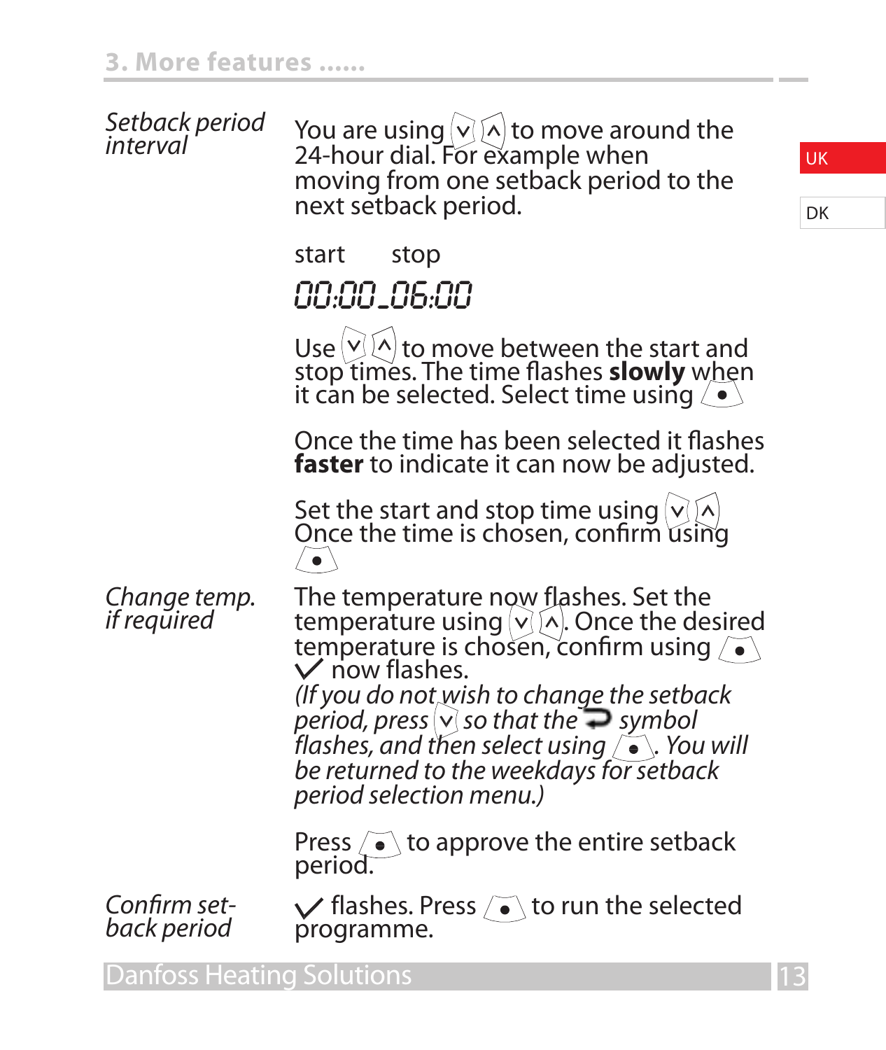## 3. More features ......

*Setback period interval*

You are using ∨ ∧ to move around the 24-hour dial. For example when moving from one setback period to the next setback period.

start &nbsp;&nbsp;&nbsp;&nbsp; stop

00:00_06:00

Use ∨ ∧ to move between the start and stop times. The time flashes **slowly** when it can be selected. Select time using •

Once the time has been selected it flashes **faster** to indicate it can now be adjusted.

Set the start and stop time using ∨ ∧ Once the time is chosen, confirm using •

*Change temp. if required*

The temperature now flashes. Set the temperature using ∨ ∧. Once the desired temperature is chosen, confirm using • ✓ now flashes.
*(If you do not wish to change the setback period, press ∨ so that the ↩ symbol flashes, and then select using •. You will be returned to the weekdays for setback period selection menu.)*

Press • to approve the entire setback period.

*Confirm setback period*

✓ flashes. Press • to run the selected programme.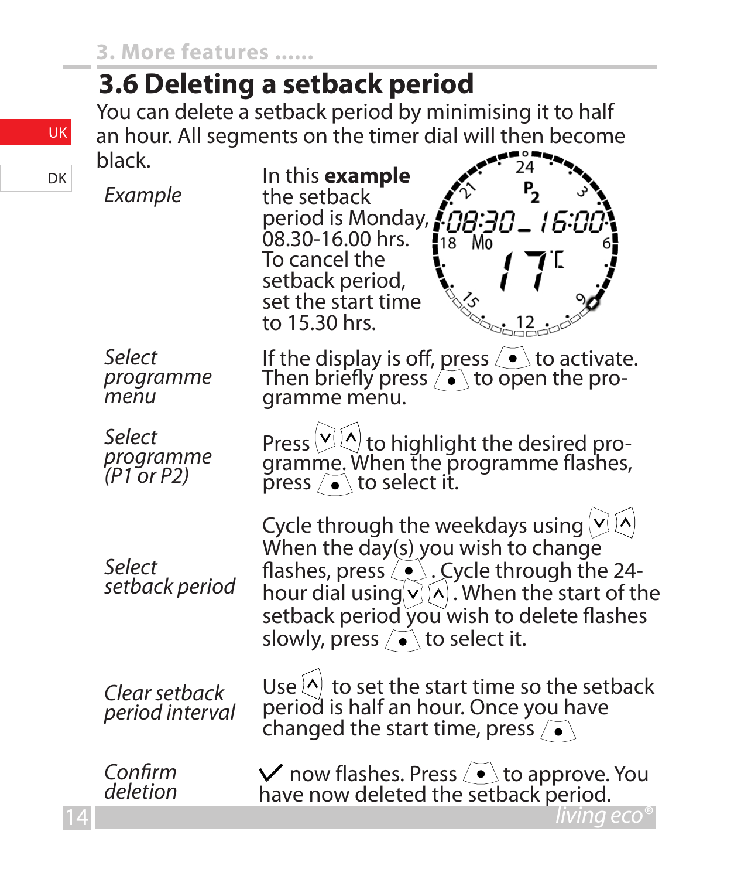## 3.6 Deleting a setback period

You can delete a setback period by minimising it to half an hour. All segments on the timer dial will then become black.

| | |
|---|---|
| *Example* | In this **example** the setback period is Monday, 08.30-16.00 hrs. To cancel the setback period, set the start time to 15.30 hrs. |
| *Select programme menu* | If the display is off, press ● to activate. Then briefly press ● to open the programme menu. |
| *Select programme (P1 or P2)* | Press ∨ ∧ to highlight the desired programme. When the programme flashes, press ● to select it. |
| *Select setback period* | Cycle through the weekdays using ∨ ∧. When the day(s) you wish to change flashes, press ●. Cycle through the 24-hour dial using ∨ ∧. When the start of the setback period you wish to delete flashes slowly, press ● to select it. |
| *Clear setback period interval* | Use ∧ to set the start time so the setback period is half an hour. Once you have changed the start time, press ● |
| *Confirm deletion* | ✓ now flashes. Press ● to approve. You have now deleted the setback period. |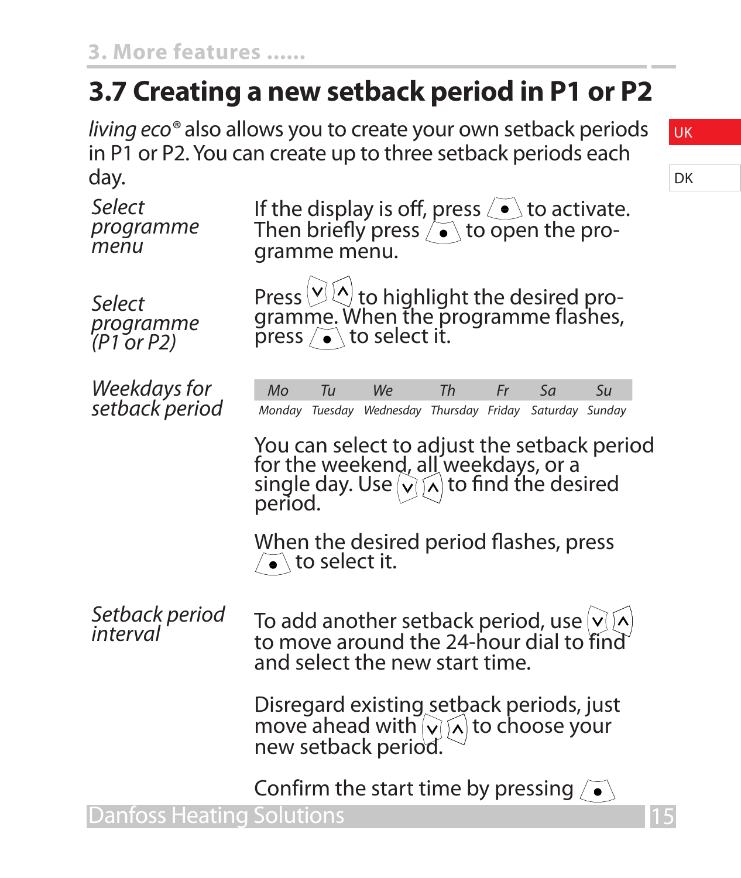# 3.7 Creating a new setback period in P1 or P2

*living eco*® also allows you to create your own setback periods in P1 or P2. You can create up to three setback periods each day.

*Select programme menu*

If the display is off, press ● to activate. Then briefly press ● to open the programme menu.

*Select programme (P1 or P2)*

Press ∨ ∧ to highlight the desired programme. When the programme flashes, press ● to select it.

*Weekdays for setback period*

| Mo | Tu | We | Th | Fr | Sa | Su |
|---|---|---|---|---|---|---|
| Monday | Tuesday | Wednesday | Thursday | Friday | Saturday | Sunday |

You can select to adjust the setback period for the weekend, all weekdays, or a single day. Use ∨ ∧ to find the desired period.

When the desired period flashes, press ● to select it.

*Setback period interval*

To add another setback period, use ∨ ∧ to move around the 24-hour dial to find and select the new start time.

Disregard existing setback periods, just move ahead with ∨ ∧ to choose your new setback period.

Confirm the start time by pressing ●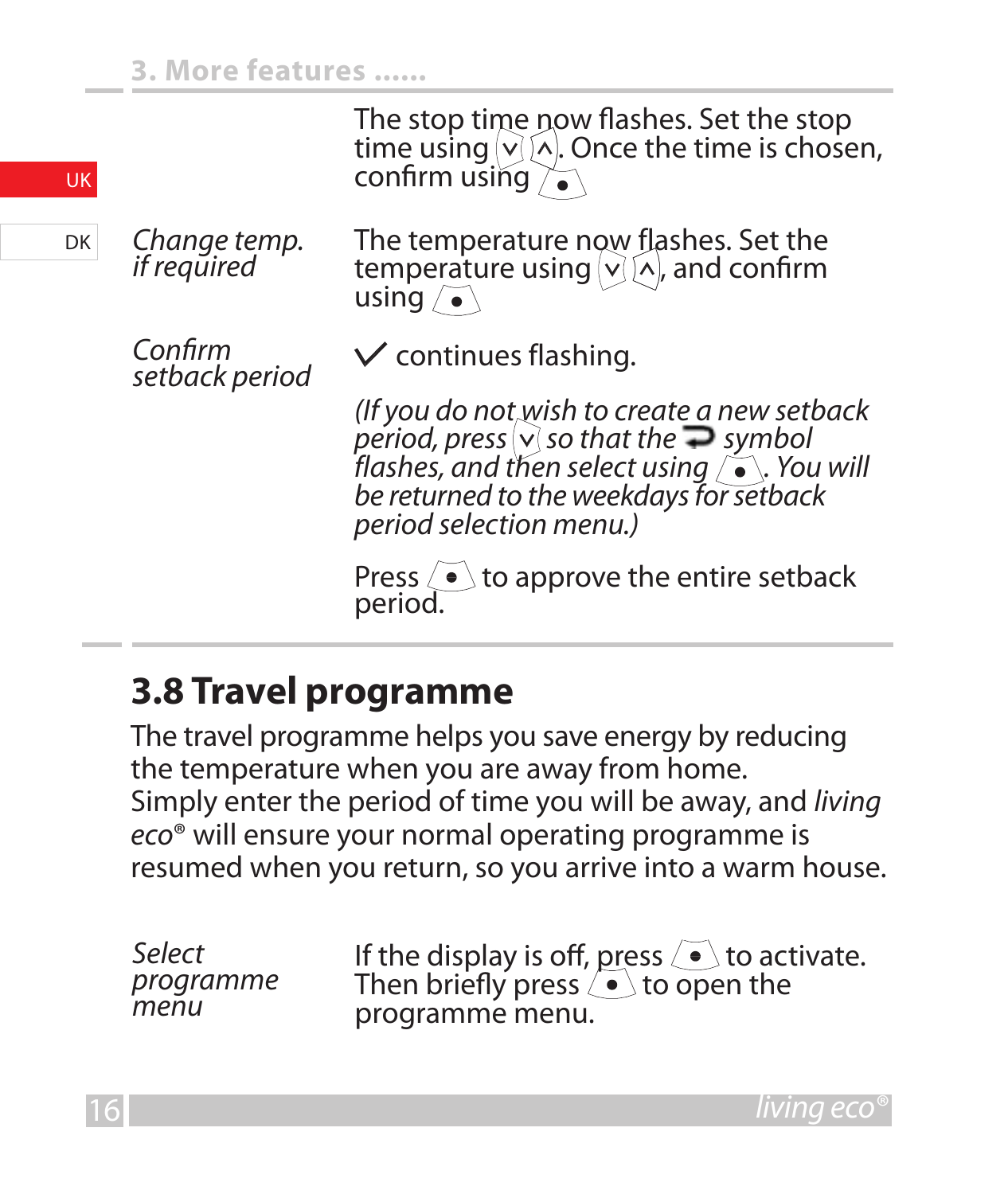| | |
|---|---|
| | The stop time now flashes. Set the stop time using ⌄ ⌃. Once the time is chosen, confirm using ● |
| *Change temp. if required* | The temperature now flashes. Set the temperature using ⌄ ⌃, and confirm using ● |
| *Confirm setback period* | ✓ continues flashing. |
| | *(If you do not wish to create a new setback period, press ⌄ so that the ⮐ symbol flashes, and then select using ●. You will be returned to the weekdays for setback period selection menu.)* |
| | Press ● to approve the entire setback period. |

## 3.8 Travel programme

The travel programme helps you save energy by reducing the temperature when you are away from home. Simply enter the period of time you will be away, and *living eco*® will ensure your normal operating programme is resumed when you return, so you arrive into a warm house.

| | |
|---|---|
| *Select programme menu* | If the display is off, press ● to activate. Then briefly press ● to open the programme menu. |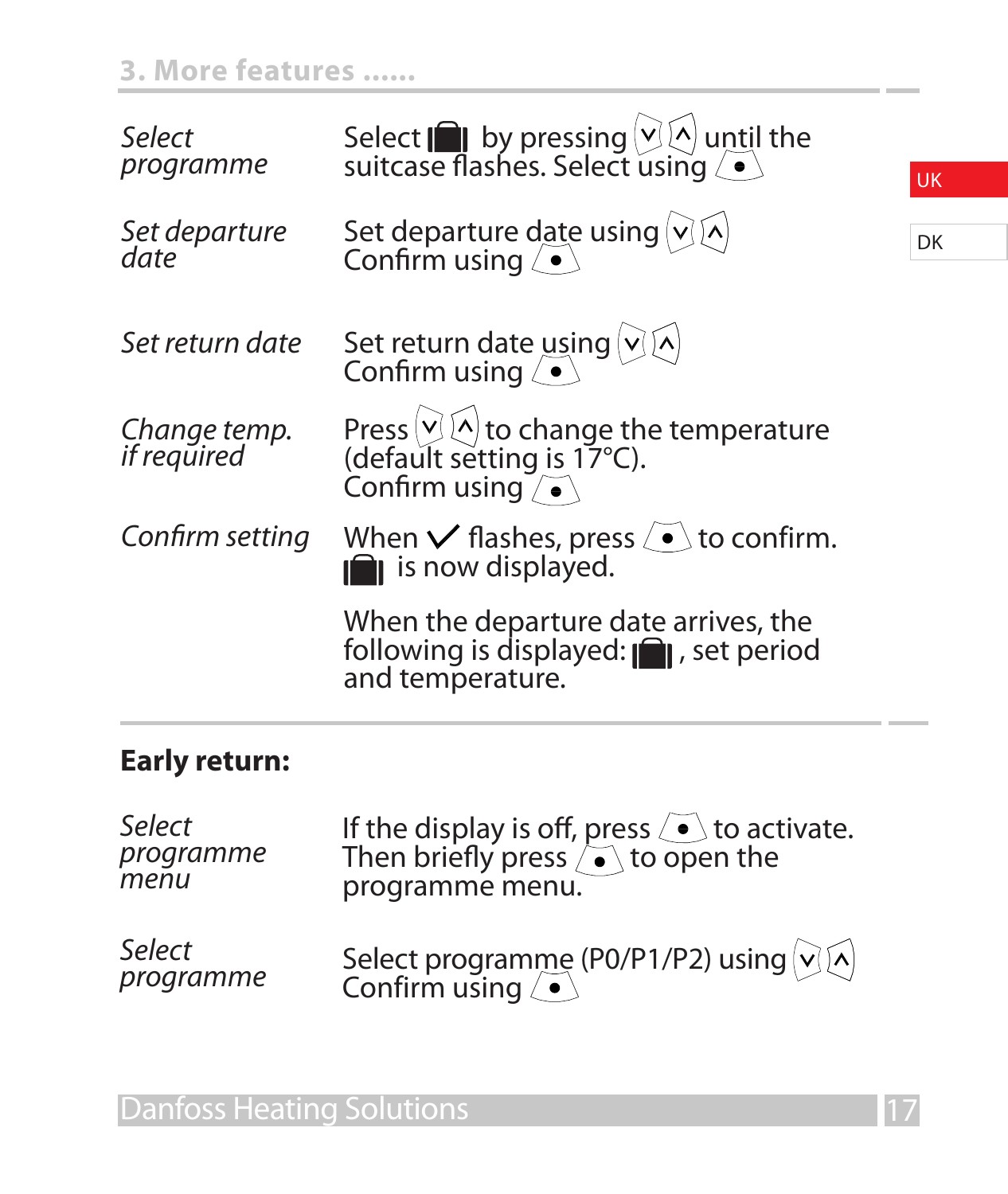## 3. More features ......

| | |
|---|---|
| *Select programme* | Select 🧳 by pressing ∨ ∧ until the suitcase flashes. Select using ● |
| *Set departure date* | Set departure date using ∨ ∧ Confirm using ● |
| *Set return date* | Set return date using ∨ ∧ Confirm using ● |
| *Change temp. if required* | Press ∨ ∧ to change the temperature (default setting is 17°C). Confirm using ● |
| *Confirm setting* | When ✓ flashes, press ● to confirm. 🧳 is now displayed. |
| | When the departure date arrives, the following is displayed: 🧳, set period and temperature. |

**Early return:**

| | |
|---|---|
| *Select programme menu* | If the display is off, press ● to activate. Then briefly press ● to open the programme menu. |
| *Select programme* | Select programme (P0/P1/P2) using ∨ ∧ Confirm using ● |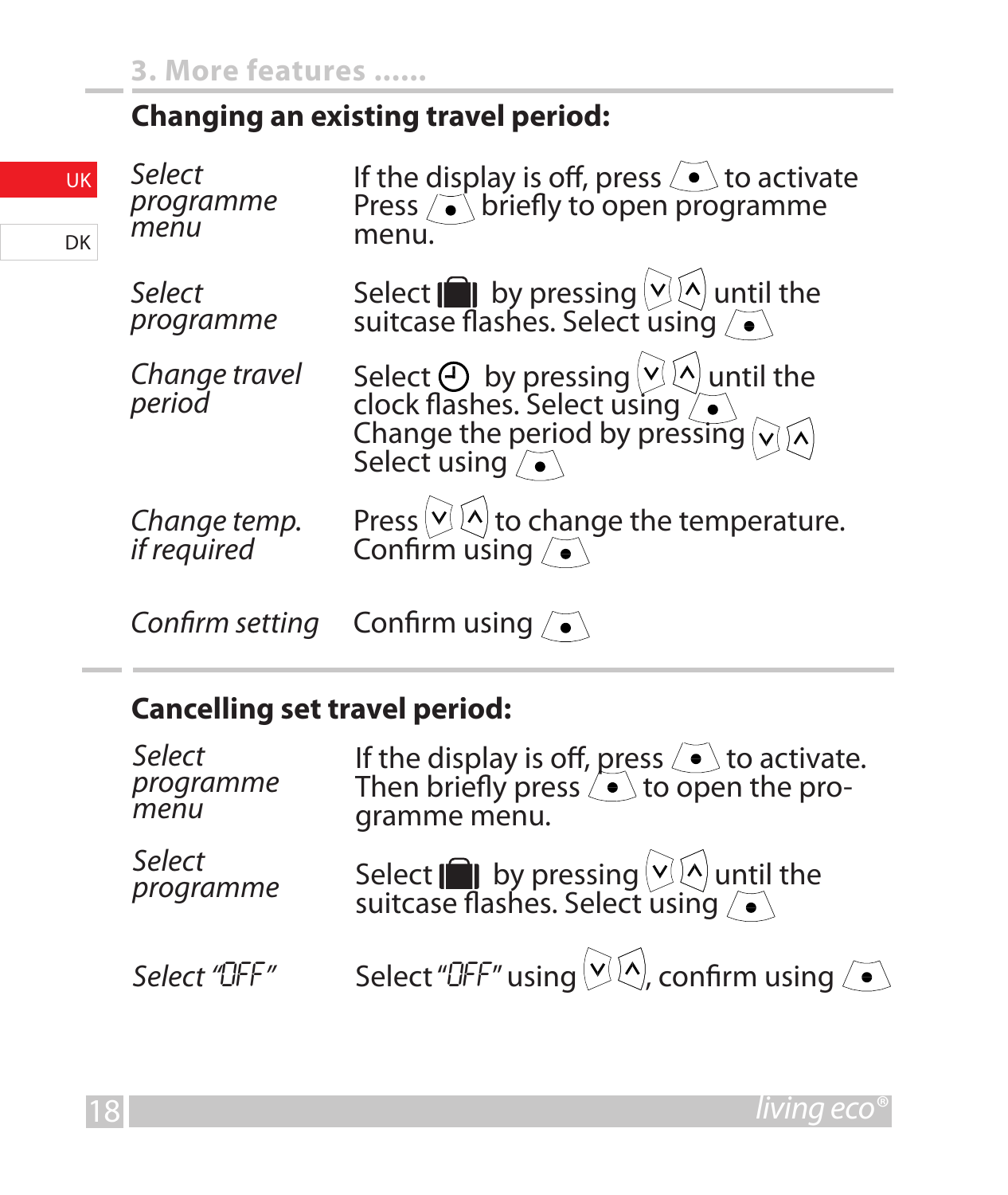## Changing an existing travel period:

| | |
|---|---|
| *Select programme menu* | If the display is off, press ● to activate Press ● briefly to open programme menu. |
| *Select programme* | Select [suitcase] by pressing ∨ ∧ until the suitcase flashes. Select using ● |
| *Change travel period* | Select [clock] by pressing ∨ ∧ until the clock flashes. Select using ● Change the period by pressing ∨ ∧ Select using ● |
| *Change temp. if required* | Press ∨ ∧ to change the temperature. Confirm using ● |
| *Confirm setting* | Confirm using ● |

## Cancelling set travel period:

| | |
|---|---|
| *Select programme menu* | If the display is off, press ● to activate. Then briefly press ● to open the programme menu. |
| *Select programme* | Select [suitcase] by pressing ∨ ∧ until the suitcase flashes. Select using ● |
| *Select "OFF"* | Select "OFF" using ∨ ∧, confirm using ● |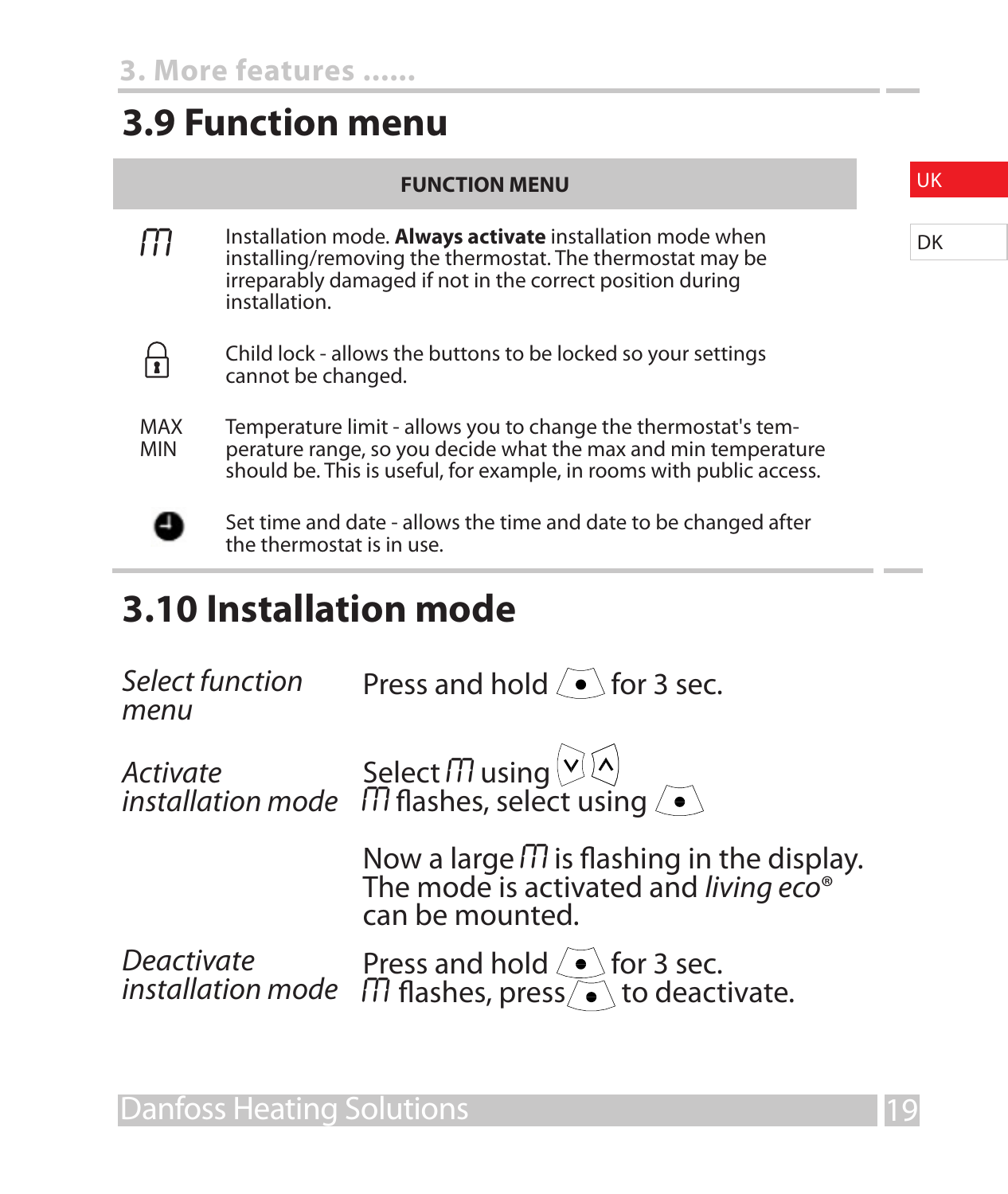## 3.9 Function menu

| FUNCTION MENU | |
|---|---|
| ꟿ | Installation mode. **Always activate** installation mode when installing/removing the thermostat. The thermostat may be irreparably damaged if not in the correct position during installation. |
| 🔒 | Child lock - allows the buttons to be locked so your settings cannot be changed. |
| MAX MIN | Temperature limit - allows you to change the thermostat's temperature range, so you decide what the max and min temperature should be. This is useful, for example, in rooms with public access. |
| 🕘 | Set time and date - allows the time and date to be changed after the thermostat is in use. |

## 3.10 Installation mode

| | |
|---|---|
| *Select function menu* | Press and hold ⦁ for 3 sec. |
| *Activate installation mode* | Select ꟿ using ˅ ˄<br>ꟿ flashes, select using ⦁ |
| | Now a large ꟿ is flashing in the display. The mode is activated and *living eco®* can be mounted. |
| *Deactivate installation mode* | Press and hold ⦁ for 3 sec.<br>ꟿ flashes, press ⦁ to deactivate. |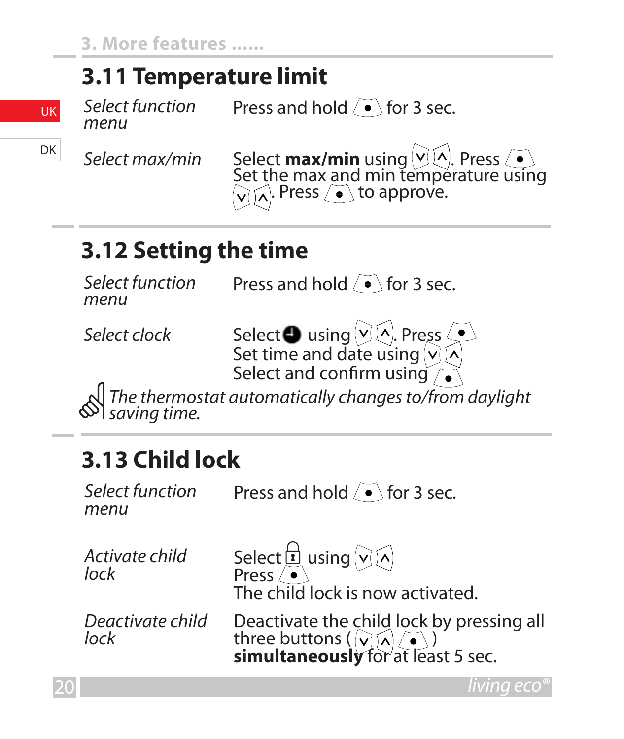## 3.11 Temperature limit

| | |
|---|---|
| *Select function menu* | Press and hold (•) for 3 sec. |
| *Select max/min* | Select **max/min** using (v) (^). Press (•). Set the max and min temperature using (v) (^). Press (•) to approve. |

## 3.12 Setting the time

| | |
|---|---|
| *Select function menu* | Press and hold (•) for 3 sec. |
| *Select clock* | Select (clock) using (v) (^). Press (•). Set time and date using (v) (^). Select and confirm using (•) |

*The thermostat automatically changes to/from daylight saving time.*

## 3.13 Child lock

| | |
|---|---|
| *Select function menu* | Press and hold (•) for 3 sec. |
| *Activate child lock* | Select (lock) using (v) (^). Press (•). The child lock is now activated. |
| *Deactivate child lock* | Deactivate the child lock by pressing all three buttons ( (v) (^) (•) ) **simultaneously** for at least 5 sec. |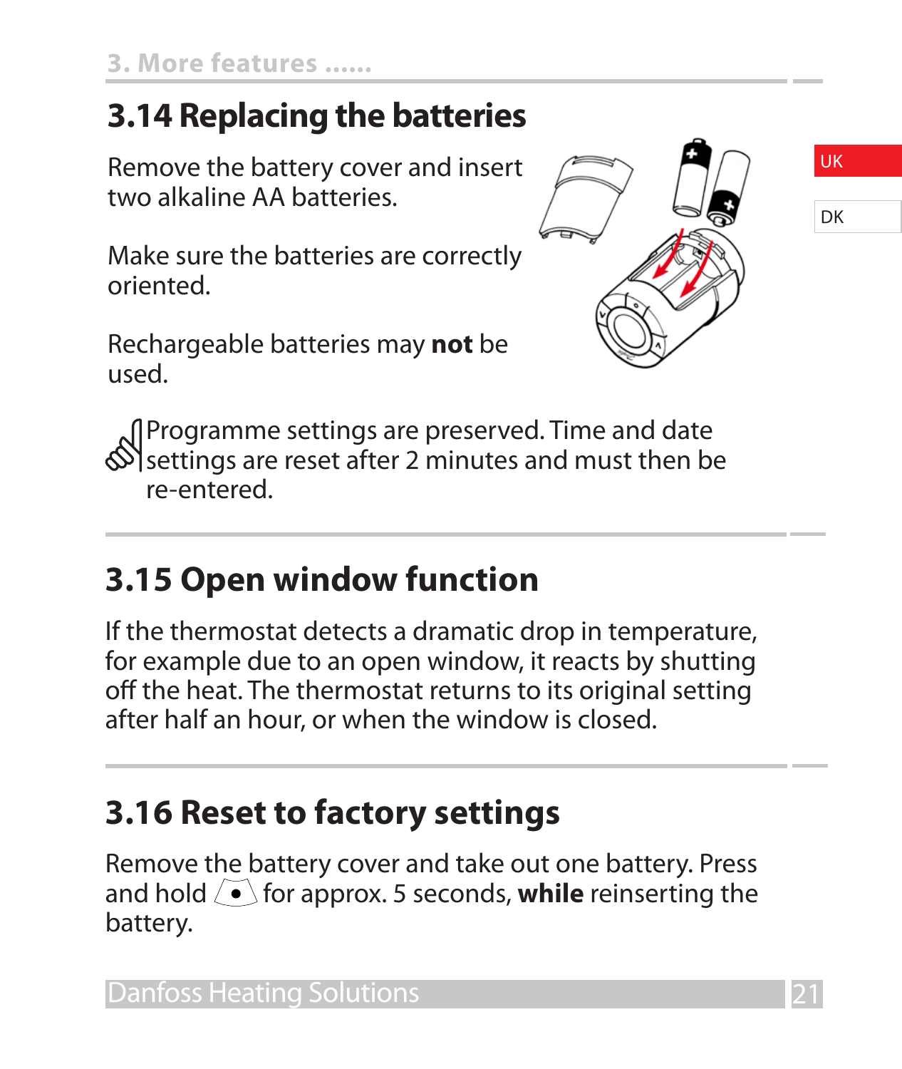## 3.14 Replacing the batteries

Remove the battery cover and insert two alkaline AA batteries.

Make sure the batteries are correctly oriented.

Rechargeable batteries may **not** be used.

Programme settings are preserved. Time and date settings are reset after 2 minutes and must then be re-entered.

## 3.15 Open window function

If the thermostat detects a dramatic drop in temperature, for example due to an open window, it reacts by shutting off the heat. The thermostat returns to its original setting after half an hour, or when the window is closed.

## 3.16 Reset to factory settings

Remove the battery cover and take out one battery. Press and hold (•) for approx. 5 seconds, **while** reinserting the battery.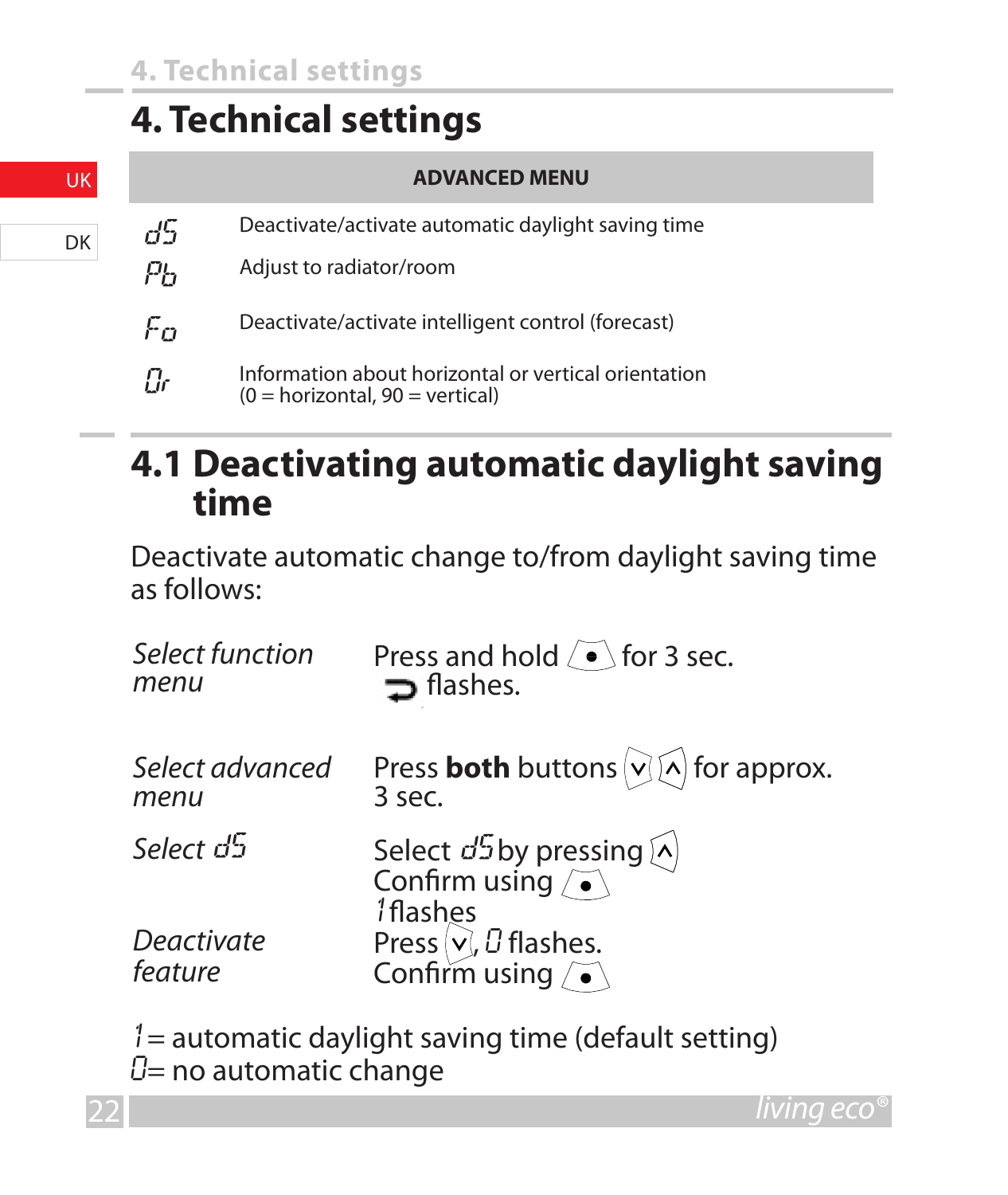# 4. Technical settings

| ADVANCED MENU | |
|---|---|
| dS | Deactivate/activate automatic daylight saving time |
| Pb | Adjust to radiator/room |
| Fo | Deactivate/activate intelligent control (forecast) |
| Or | Information about horizontal or vertical orientation (0 = horizontal, 90 = vertical) |

## 4.1 Deactivating automatic daylight saving time

Deactivate automatic change to/from daylight saving time as follows:

| | |
|---|---|
| *Select function menu* | Press and hold ● for 3 sec. ⮌ flashes. |
| *Select advanced menu* | Press **both** buttons ∨ ∧ for approx. 3 sec. |
| *Select dS* | Select dS by pressing ∧ Confirm using ● 1 flashes |
| *Deactivate feature* | Press ∨, 0 flashes. Confirm using ● |

1 = automatic daylight saving time (default setting)
0 = no automatic change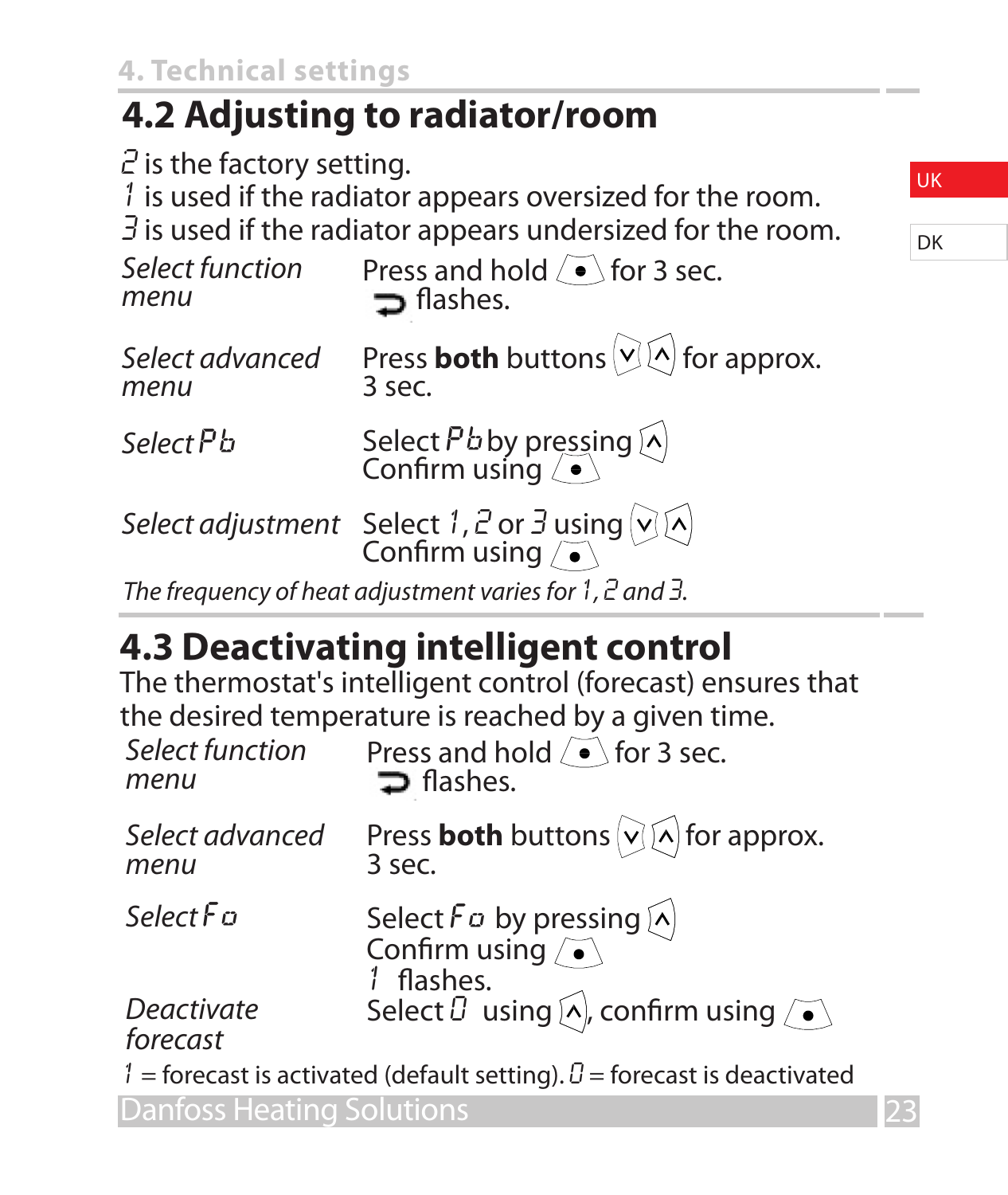## 4.2 Adjusting to radiator/room

2 is the factory setting.
1 is used if the radiator appears oversized for the room.
3 is used if the radiator appears undersized for the room.

| | |
|---|---|
| *Select function menu* | Press and hold ● for 3 sec. ⮌ flashes. |
| *Select advanced menu* | Press **both** buttons ∨ ∧ for approx. 3 sec. |
| *Select Pb* | Select Pb by pressing ∧ Confirm using ● |
| *Select adjustment* | Select 1, 2 or 3 using ∨ ∧ Confirm using ● |

*The frequency of heat adjustment varies for 1, 2 and 3.*

## 4.3 Deactivating intelligent control

The thermostat's intelligent control (forecast) ensures that the desired temperature is reached by a given time.

| | |
|---|---|
| *Select function menu* | Press and hold ● for 3 sec. ⮌ flashes. |
| *Select advanced menu* | Press **both** buttons ∨ ∧ for approx. 3 sec. |
| *Select Fo* | Select Fo by pressing ∧ Confirm using ● 1 flashes. |
| *Deactivate forecast* | Select 0 using ∧, confirm using ● |

1 = forecast is activated (default setting). 0 = forecast is deactivated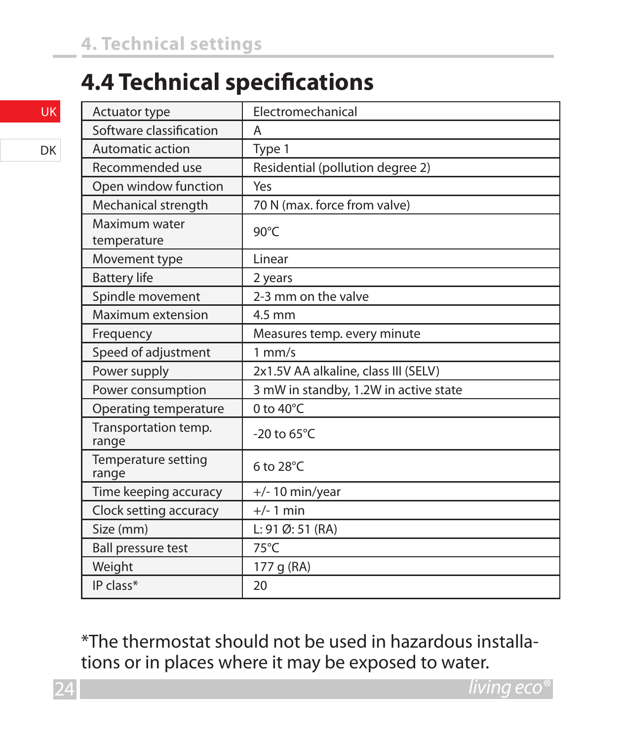## 4.4 Technical specifications

| | |
|---|---|
| Actuator type | Electromechanical |
| Software classification | A |
| Automatic action | Type 1 |
| Recommended use | Residential (pollution degree 2) |
| Open window function | Yes |
| Mechanical strength | 70 N (max. force from valve) |
| Maximum water temperature | 90°C |
| Movement type | Linear |
| Battery life | 2 years |
| Spindle movement | 2-3 mm on the valve |
| Maximum extension | 4.5 mm |
| Frequency | Measures temp. every minute |
| Speed of adjustment | 1 mm/s |
| Power supply | 2x1.5V AA alkaline, class III (SELV) |
| Power consumption | 3 mW in standby, 1.2W in active state |
| Operating temperature | 0 to 40°C |
| Transportation temp. range | -20 to 65°C |
| Temperature setting range | 6 to 28°C |
| Time keeping accuracy | +/- 10 min/year |
| Clock setting accuracy | +/- 1 min |
| Size (mm) | L: 91 Ø: 51 (RA) |
| Ball pressure test | 75°C |
| Weight | 177 g (RA) |
| IP class* | 20 |

*The thermostat should not be used in hazardous installations or in places where it may be exposed to water.